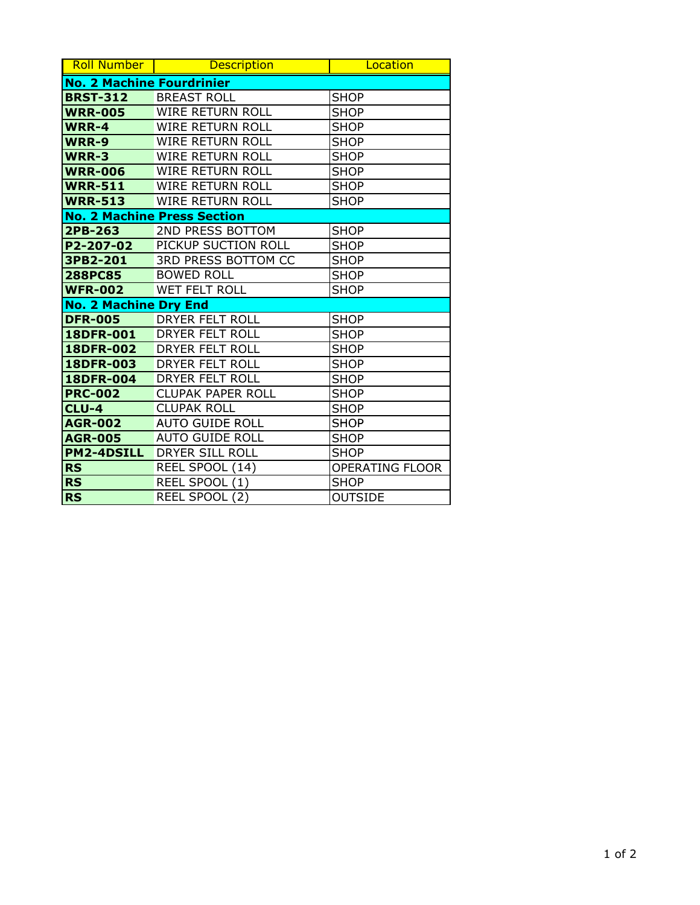| Roll Number | Description | Location |
|---|---|---|
| **No. 2 Machine Fourdrinier** | | |
| **BRST-312** | BREAST ROLL | SHOP |
| **WRR-005** | WIRE RETURN ROLL | SHOP |
| **WRR-4** | WIRE RETURN ROLL | SHOP |
| **WRR-9** | WIRE RETURN ROLL | SHOP |
| **WRR-3** | WIRE RETURN ROLL | SHOP |
| **WRR-006** | WIRE RETURN ROLL | SHOP |
| **WRR-511** | WIRE RETURN ROLL | SHOP |
| **WRR-513** | WIRE RETURN ROLL | SHOP |
| **No. 2 Machine Press Section** | | |
| **2PB-263** | 2ND PRESS BOTTOM | SHOP |
| **P2-207-02** | PICKUP SUCTION ROLL | SHOP |
| **3PB2-201** | 3RD PRESS BOTTOM CC | SHOP |
| **288PC85** | BOWED ROLL | SHOP |
| **WFR-002** | WET FELT ROLL | SHOP |
| **No. 2 Machine Dry End** | | |
| **DFR-005** | DRYER FELT ROLL | SHOP |
| **18DFR-001** | DRYER FELT ROLL | SHOP |
| **18DFR-002** | DRYER FELT ROLL | SHOP |
| **18DFR-003** | DRYER FELT ROLL | SHOP |
| **18DFR-004** | DRYER FELT ROLL | SHOP |
| **PRC-002** | CLUPAK PAPER ROLL | SHOP |
| **CLU-4** | CLUPAK ROLL | SHOP |
| **AGR-002** | AUTO GUIDE ROLL | SHOP |
| **AGR-005** | AUTO GUIDE ROLL | SHOP |
| **PM2-4DSILL** | DRYER SILL ROLL | SHOP |
| **RS** | REEL SPOOL (14) | OPERATING FLOOR |
| **RS** | REEL SPOOL (1) | SHOP |
| **RS** | REEL SPOOL (2) | OUTSIDE |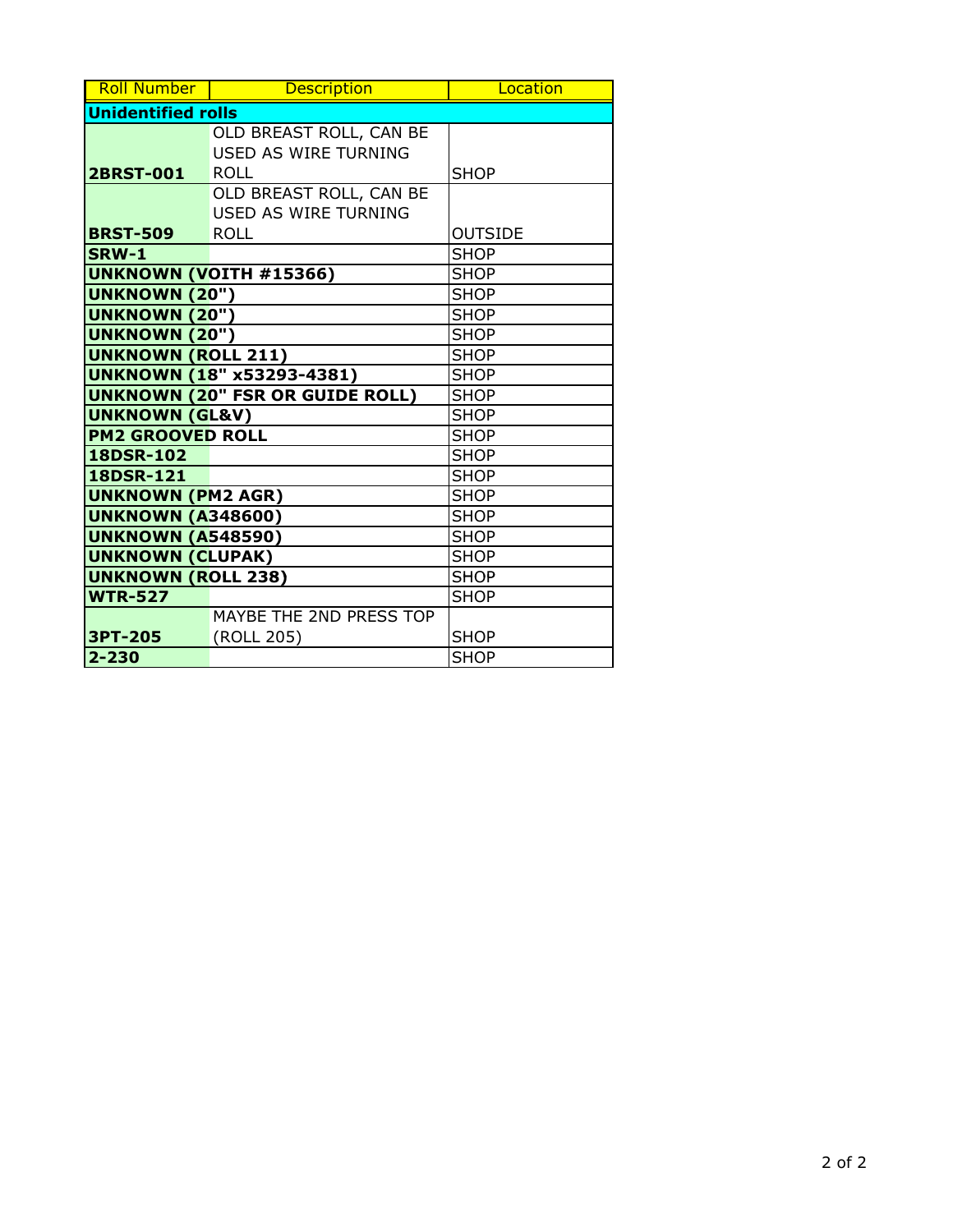| Roll Number | Description | Location |
|---|---|---|
| **Unidentified rolls** | | |
| **2BRST-001** | OLD BREAST ROLL, CAN BE USED AS WIRE TURNING ROLL | SHOP |
| **BRST-509** | OLD BREAST ROLL, CAN BE USED AS WIRE TURNING ROLL | OUTSIDE |
| **SRW-1** | | SHOP |
| **UNKNOWN (VOITH #15366)** | | SHOP |
| **UNKNOWN (20")** | | SHOP |
| **UNKNOWN (20")** | | SHOP |
| **UNKNOWN (20")** | | SHOP |
| **UNKNOWN (ROLL 211)** | | SHOP |
| **UNKNOWN (18" x53293-4381)** | | SHOP |
| **UNKNOWN (20" FSR OR GUIDE ROLL)** | | SHOP |
| **UNKNOWN (GL&V)** | | SHOP |
| **PM2 GROOVED ROLL** | | SHOP |
| **18DSR-102** | | SHOP |
| **18DSR-121** | | SHOP |
| **UNKNOWN (PM2 AGR)** | | SHOP |
| **UNKNOWN (A348600)** | | SHOP |
| **UNKNOWN (A548590)** | | SHOP |
| **UNKNOWN (CLUPAK)** | | SHOP |
| **UNKNOWN (ROLL 238)** | | SHOP |
| **WTR-527** | | SHOP |
| **3PT-205** | MAYBE THE 2ND PRESS TOP (ROLL 205) | SHOP |
| **2-230** | | SHOP |